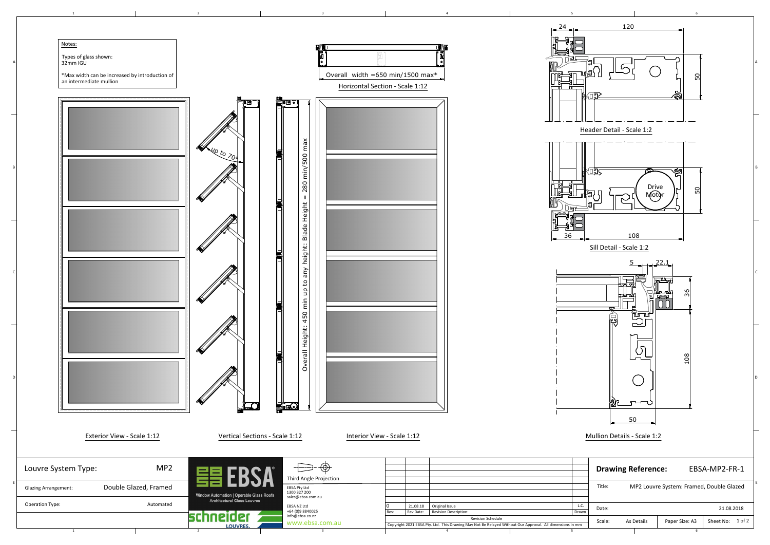Notes:

Types of glass shown:
32mm IGU

*Max width can be increased by introduction of an intermediate mullion

Overall width =650 min/1500 max*

Horizontal Section - Scale 1:12

up to 70°

Overall Height: 450 min up to any height: Blade Height = 280 min/500 max

Exterior View - Scale 1:12

Vertical Sections - Scale 1:12

Interior View - Scale 1:12

24 | 120 | 50

Header Detail - Scale 1:2

Drive Motor

36 | 108 | 50

Sill Detail - Scale 1:2

5 | 22.1 | 36 | 108 | 50

Mullion Details - Scale 1:2

| Louvre System Type: | MP2 |
|---|---|
| Glazing Arrangement: | Double Glazed, Framed |
| Operation Type: | Automated |

EBSA — Window Automation | Operable Glass Roofs — Architectural Glass Louvres

schneider LOUVRES.

Third Angle Projection

EBSA Pty Ltd
1300 327 200
sales@ebsa.com.au

EBSA NZ Ltd
+64 (0)9 8840025
info@ebsa.co.nz

www.ebsa.com.au

| Rev: | Rev Date: | Revision Description: | Drawn |
|---|---|---|---|
| 0 | 21.08.18 | Original Issue | L.C. |

Revision Schedule

Copyright 2021 EBSA Pty. Ltd. This Drawing May Not Be Relayed Without Our Approval. All dimensions in mm

**Drawing Reference:** EBSA-MP2-FR-1

| Title: | MP2 Louvre System: Framed, Double Glazed | | |
|---|---|---|---|
| Date: | 21.08.2018 | | |
| Scale: | As Details | Paper Size: A3 | Sheet No: 1 of 2 |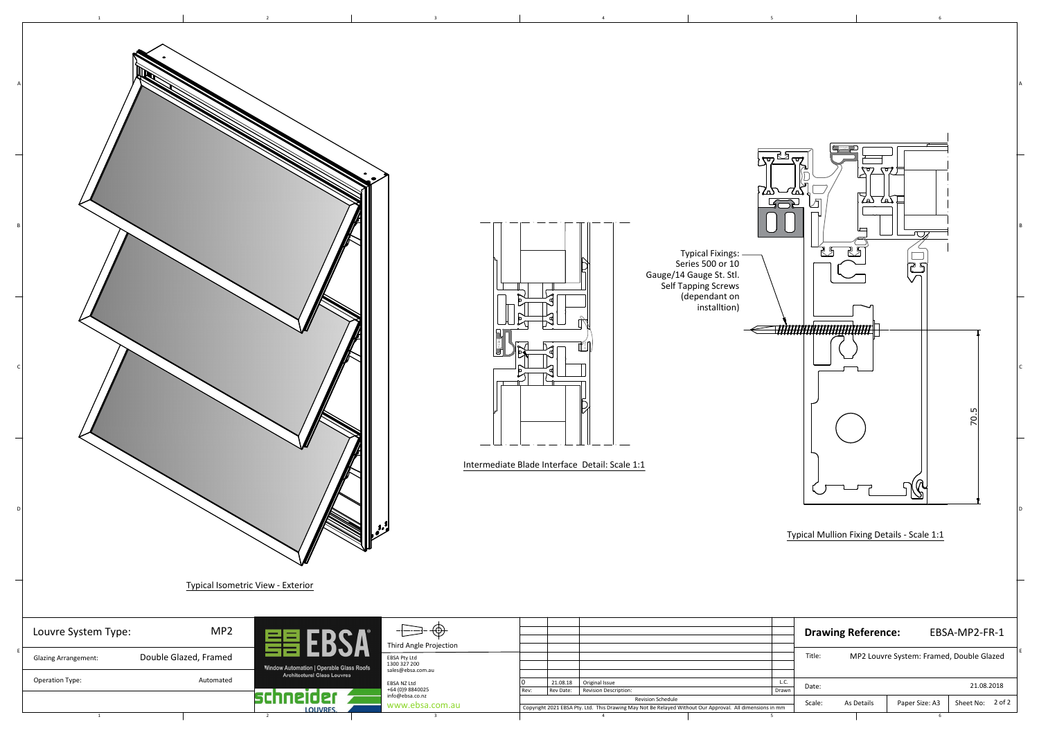Typical Isometric View - Exterior

Intermediate Blade Interface Detail: Scale 1:1

Typical Fixings: Series 500 or 10 Gauge/14 Gauge St. Stl. Self Tapping Screws (dependant on installtion)

70.5

Typical Mullion Fixing Details - Scale 1:1

| | | |
|---|---|---|
| Louvre System Type: | MP2 | |
| Glazing Arrangement: | Double Glazed, Framed | |
| Operation Type: | Automated | |

EBSA® Window Automation | Operable Glass Roofs Architectural Glass Louvres

schneider LOUVRES.

Third Angle Projection

EBSA Pty Ltd
1300 327 200
sales@ebsa.com.au

EBSA NZ Ltd
+64 (0)9 8840025
info@ebsa.co.nz

www.ebsa.com.au

| Rev: | Rev Date: | Revision Description: | Drawn |
|---|---|---|---|
| 0 | 21.08.18 | Original Issue | L.C. |

Revision Schedule

Copyright 2021 EBSA Pty. Ltd. This Drawing May Not Be Relayed Without Our Approval. All dimensions in mm

**Drawing Reference:** EBSA-MP2-FR-1

| | | | |
|---|---|---|---|
| Title: | MP2 Louvre System: Framed, Double Glazed | | |
| Date: | 21.08.2018 | | |
| Scale: | As Details | Paper Size: A3 | Sheet No: 2 of 2 |